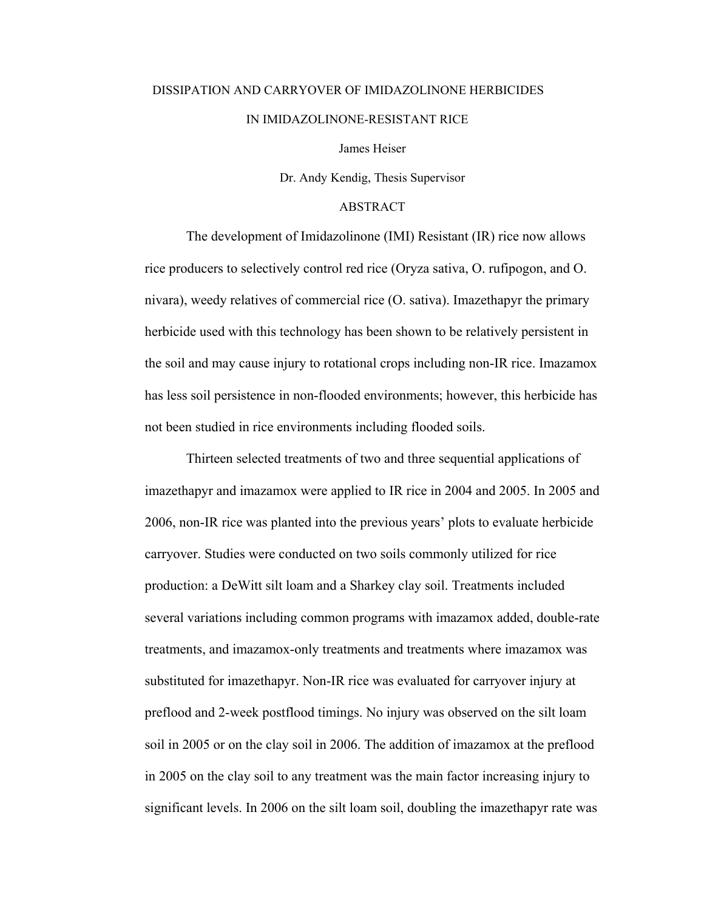# DISSIPATION AND CARRYOVER OF IMIDAZOLINONE HERBICIDES IN IMIDAZOLINONE-RESISTANT RICE

James Heiser

Dr. Andy Kendig, Thesis Supervisor

## ABSTRACT

The development of Imidazolinone (IMI) Resistant (IR) rice now allows rice producers to selectively control red rice (Oryza sativa, O. rufipogon, and O. nivara), weedy relatives of commercial rice (O. sativa). Imazethapyr the primary herbicide used with this technology has been shown to be relatively persistent in the soil and may cause injury to rotational crops including non-IR rice. Imazamox has less soil persistence in non-flooded environments; however, this herbicide has not been studied in rice environments including flooded soils.

Thirteen selected treatments of two and three sequential applications of imazethapyr and imazamox were applied to IR rice in 2004 and 2005. In 2005 and 2006, non-IR rice was planted into the previous years' plots to evaluate herbicide carryover. Studies were conducted on two soils commonly utilized for rice production: a DeWitt silt loam and a Sharkey clay soil. Treatments included several variations including common programs with imazamox added, double-rate treatments, and imazamox-only treatments and treatments where imazamox was substituted for imazethapyr. Non-IR rice was evaluated for carryover injury at preflood and 2-week postflood timings. No injury was observed on the silt loam soil in 2005 or on the clay soil in 2006. The addition of imazamox at the preflood in 2005 on the clay soil to any treatment was the main factor increasing injury to significant levels. In 2006 on the silt loam soil, doubling the imazethapyr rate was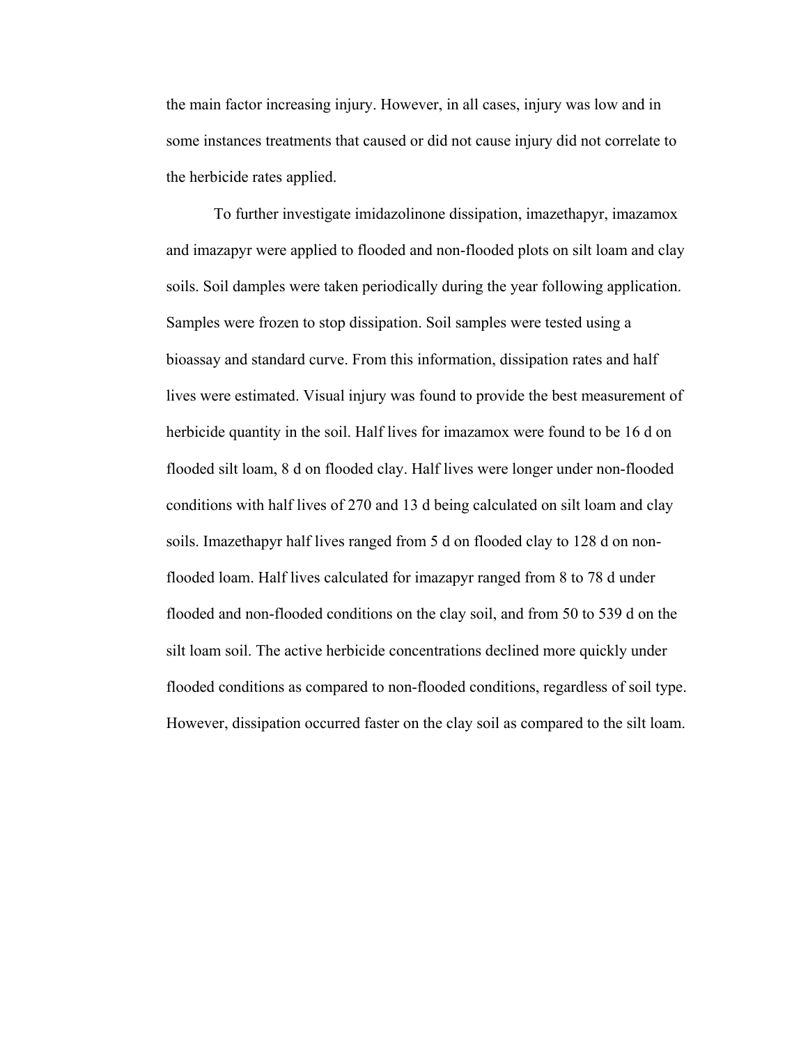the main factor increasing injury. However, in all cases, injury was low and in some instances treatments that caused or did not cause injury did not correlate to the herbicide rates applied.

To further investigate imidazolinone dissipation, imazethapyr, imazamox and imazapyr were applied to flooded and non-flooded plots on silt loam and clay soils. Soil damples were taken periodically during the year following application. Samples were frozen to stop dissipation. Soil samples were tested using a bioassay and standard curve. From this information, dissipation rates and half lives were estimated. Visual injury was found to provide the best measurement of herbicide quantity in the soil. Half lives for imazamox were found to be 16 d on flooded silt loam, 8 d on flooded clay. Half lives were longer under non-flooded conditions with half lives of 270 and 13 d being calculated on silt loam and clay soils. Imazethapyr half lives ranged from 5 d on flooded clay to 128 d on non-flooded loam. Half lives calculated for imazapyr ranged from 8 to 78 d under flooded and non-flooded conditions on the clay soil, and from 50 to 539 d on the silt loam soil. The active herbicide concentrations declined more quickly under flooded conditions as compared to non-flooded conditions, regardless of soil type. However, dissipation occurred faster on the clay soil as compared to the silt loam.